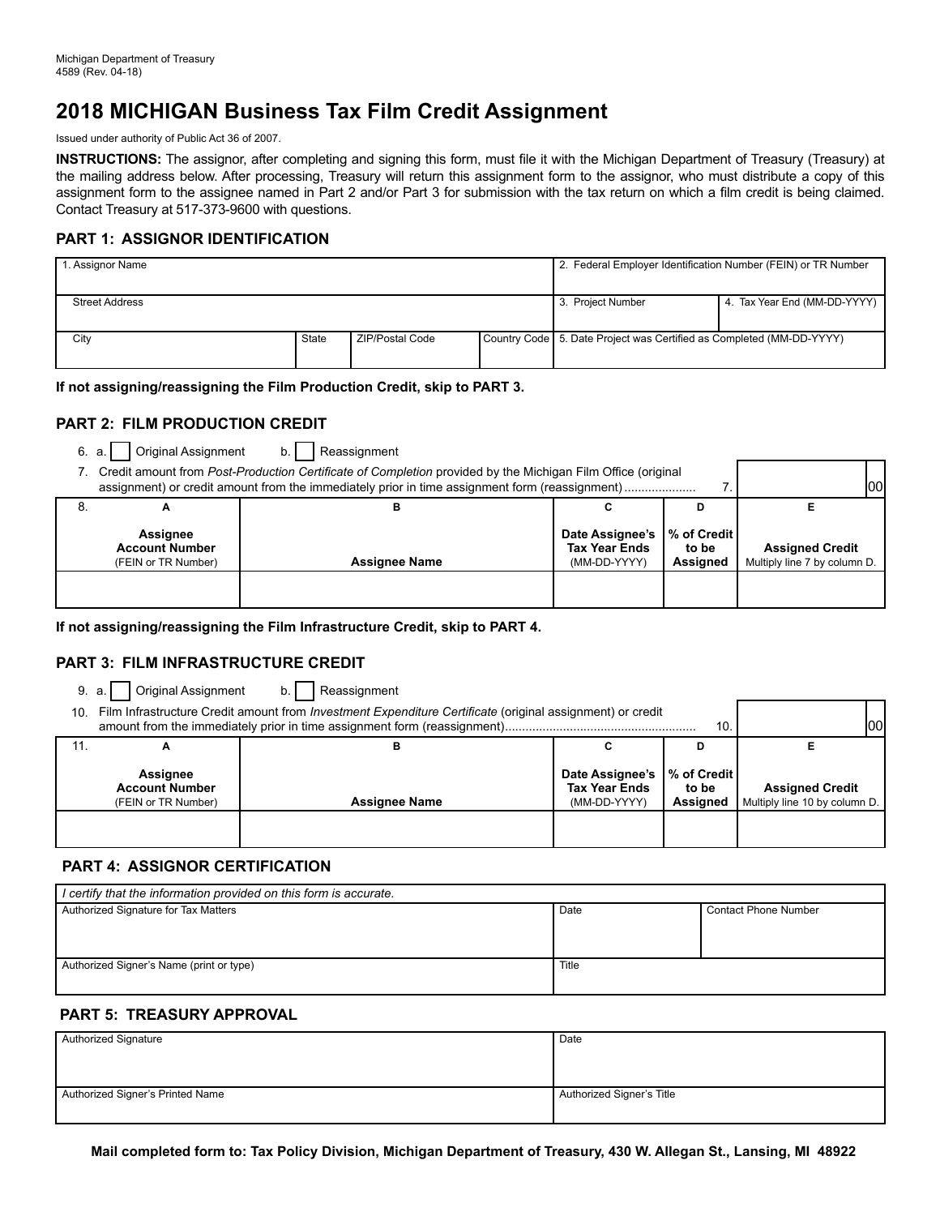Michigan Department of Treasury
4589 (Rev. 04-18)

# 2018 MICHIGAN Business Tax Film Credit Assignment

Issued under authority of Public Act 36 of 2007.

**INSTRUCTIONS:** The assignor, after completing and signing this form, must file it with the Michigan Department of Treasury (Treasury) at the mailing address below. After processing, Treasury will return this assignment form to the assignor, who must distribute a copy of this assignment form to the assignee named in Part 2 and/or Part 3 for submission with the tax return on which a film credit is being claimed. Contact Treasury at 517-373-9600 with questions.

## PART 1: ASSIGNOR IDENTIFICATION

| 1. Assignor Name | | | | 2. Federal Employer Identification Number (FEIN) or TR Number | |
|---|---|---|---|---|---|
| Street Address | | | | 3. Project Number | 4. Tax Year End (MM-DD-YYYY) |
| City | State | ZIP/Postal Code | Country Code | 5. Date Project was Certified as Completed (MM-DD-YYYY) | |

**If not assigning/reassigning the Film Production Credit, skip to PART 3.**

## PART 2: FILM PRODUCTION CREDIT

6. a. ☐ Original Assignment b. ☐ Reassignment

7. Credit amount from *Post-Production Certificate of Completion* provided by the Michigan Film Office (original assignment) or credit amount from the immediately prior in time assignment form (reassignment) .................... 7. ______ 00

| 8. A<br>Assignee Account Number (FEIN or TR Number) | B<br>Assignee Name | C<br>Date Assignee's Tax Year Ends (MM-DD-YYYY) | D<br>% of Credit to be Assigned | E<br>Assigned Credit<br>Multiply line 7 by column D. |
|---|---|---|---|---|
| | | | | |

**If not assigning/reassigning the Film Infrastructure Credit, skip to PART 4.**

## PART 3: FILM INFRASTRUCTURE CREDIT

9. a. ☐ Original Assignment b. ☐ Reassignment

10. Film Infrastructure Credit amount from *Investment Expenditure Certificate* (original assignment) or credit amount from the immediately prior in time assignment form (reassignment) ....................................................... 10. ______ 00

| 11. A<br>Assignee Account Number (FEIN or TR Number) | B<br>Assignee Name | C<br>Date Assignee's Tax Year Ends (MM-DD-YYYY) | D<br>% of Credit to be Assigned | E<br>Assigned Credit<br>Multiply line 10 by column D. |
|---|---|---|---|---|
| | | | | |

## PART 4: ASSIGNOR CERTIFICATION

| *I certify that the information provided on this form is accurate.* | | |
|---|---|---|
| Authorized Signature for Tax Matters | Date | Contact Phone Number |
| Authorized Signer's Name (print or type) | Title | |

## PART 5: TREASURY APPROVAL

| Authorized Signature | Date |
|---|---|
| Authorized Signer's Printed Name | Authorized Signer's Title |

**Mail completed form to: Tax Policy Division, Michigan Department of Treasury, 430 W. Allegan St., Lansing, MI 48922**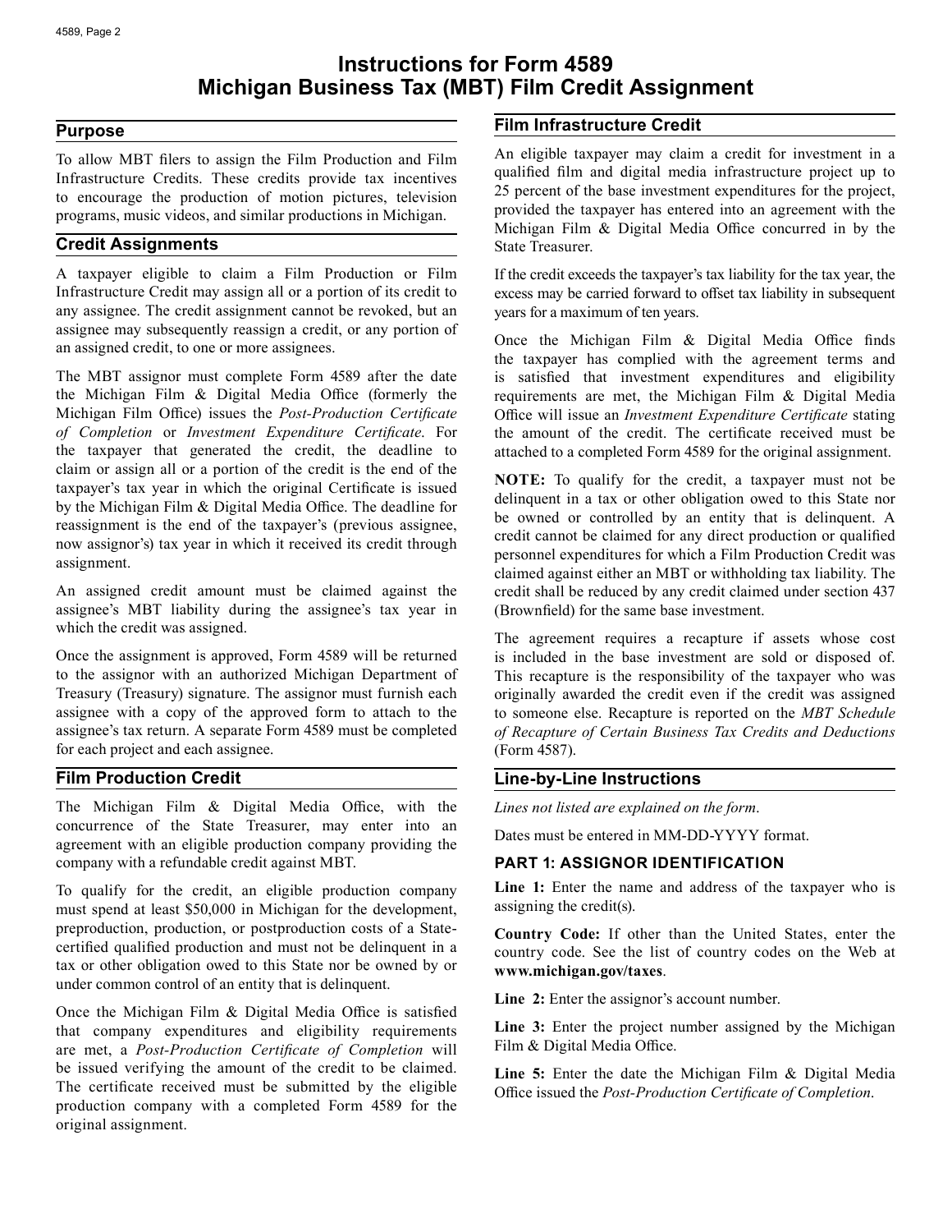# Instructions for Form 4589
# Michigan Business Tax (MBT) Film Credit Assignment

## Purpose

To allow MBT filers to assign the Film Production and Film Infrastructure Credits. These credits provide tax incentives to encourage the production of motion pictures, television programs, music videos, and similar productions in Michigan.

## Credit Assignments

A taxpayer eligible to claim a Film Production or Film Infrastructure Credit may assign all or a portion of its credit to any assignee. The credit assignment cannot be revoked, but an assignee may subsequently reassign a credit, or any portion of an assigned credit, to one or more assignees.

The MBT assignor must complete Form 4589 after the date the Michigan Film & Digital Media Office (formerly the Michigan Film Office) issues the *Post-Production Certificate of Completion* or *Investment Expenditure Certificate*. For the taxpayer that generated the credit, the deadline to claim or assign all or a portion of the credit is the end of the taxpayer's tax year in which the original Certificate is issued by the Michigan Film & Digital Media Office. The deadline for reassignment is the end of the taxpayer's (previous assignee, now assignor's) tax year in which it received its credit through assignment.

An assigned credit amount must be claimed against the assignee's MBT liability during the assignee's tax year in which the credit was assigned.

Once the assignment is approved, Form 4589 will be returned to the assignor with an authorized Michigan Department of Treasury (Treasury) signature. The assignor must furnish each assignee with a copy of the approved form to attach to the assignee's tax return. A separate Form 4589 must be completed for each project and each assignee.

## Film Production Credit

The Michigan Film & Digital Media Office, with the concurrence of the State Treasurer, may enter into an agreement with an eligible production company providing the company with a refundable credit against MBT.

To qualify for the credit, an eligible production company must spend at least $50,000 in Michigan for the development, preproduction, production, or postproduction costs of a State-certified qualified production and must not be delinquent in a tax or other obligation owed to this State nor be owned by or under common control of an entity that is delinquent.

Once the Michigan Film & Digital Media Office is satisfied that company expenditures and eligibility requirements are met, a *Post-Production Certificate of Completion* will be issued verifying the amount of the credit to be claimed. The certificate received must be submitted by the eligible production company with a completed Form 4589 for the original assignment.

## Film Infrastructure Credit

An eligible taxpayer may claim a credit for investment in a qualified film and digital media infrastructure project up to 25 percent of the base investment expenditures for the project, provided the taxpayer has entered into an agreement with the Michigan Film & Digital Media Office concurred in by the State Treasurer.

If the credit exceeds the taxpayer's tax liability for the tax year, the excess may be carried forward to offset tax liability in subsequent years for a maximum of ten years.

Once the Michigan Film & Digital Media Office finds the taxpayer has complied with the agreement terms and is satisfied that investment expenditures and eligibility requirements are met, the Michigan Film & Digital Media Office will issue an *Investment Expenditure Certificate* stating the amount of the credit. The certificate received must be attached to a completed Form 4589 for the original assignment.

**NOTE:** To qualify for the credit, a taxpayer must not be delinquent in a tax or other obligation owed to this State nor be owned or controlled by an entity that is delinquent. A credit cannot be claimed for any direct production or qualified personnel expenditures for which a Film Production Credit was claimed against either an MBT or withholding tax liability. The credit shall be reduced by any credit claimed under section 437 (Brownfield) for the same base investment.

The agreement requires a recapture if assets whose cost is included in the base investment are sold or disposed of. This recapture is the responsibility of the taxpayer who was originally awarded the credit even if the credit was assigned to someone else. Recapture is reported on the *MBT Schedule of Recapture of Certain Business Tax Credits and Deductions* (Form 4587).

## Line-by-Line Instructions

*Lines not listed are explained on the form.*

Dates must be entered in MM-DD-YYYY format.

### PART 1: ASSIGNOR IDENTIFICATION

**Line 1:** Enter the name and address of the taxpayer who is assigning the credit(s).

**Country Code:** If other than the United States, enter the country code. See the list of country codes on the Web at **www.michigan.gov/taxes**.

**Line 2:** Enter the assignor's account number.

**Line 3:** Enter the project number assigned by the Michigan Film & Digital Media Office.

**Line 5:** Enter the date the Michigan Film & Digital Media Office issued the *Post-Production Certificate of Completion*.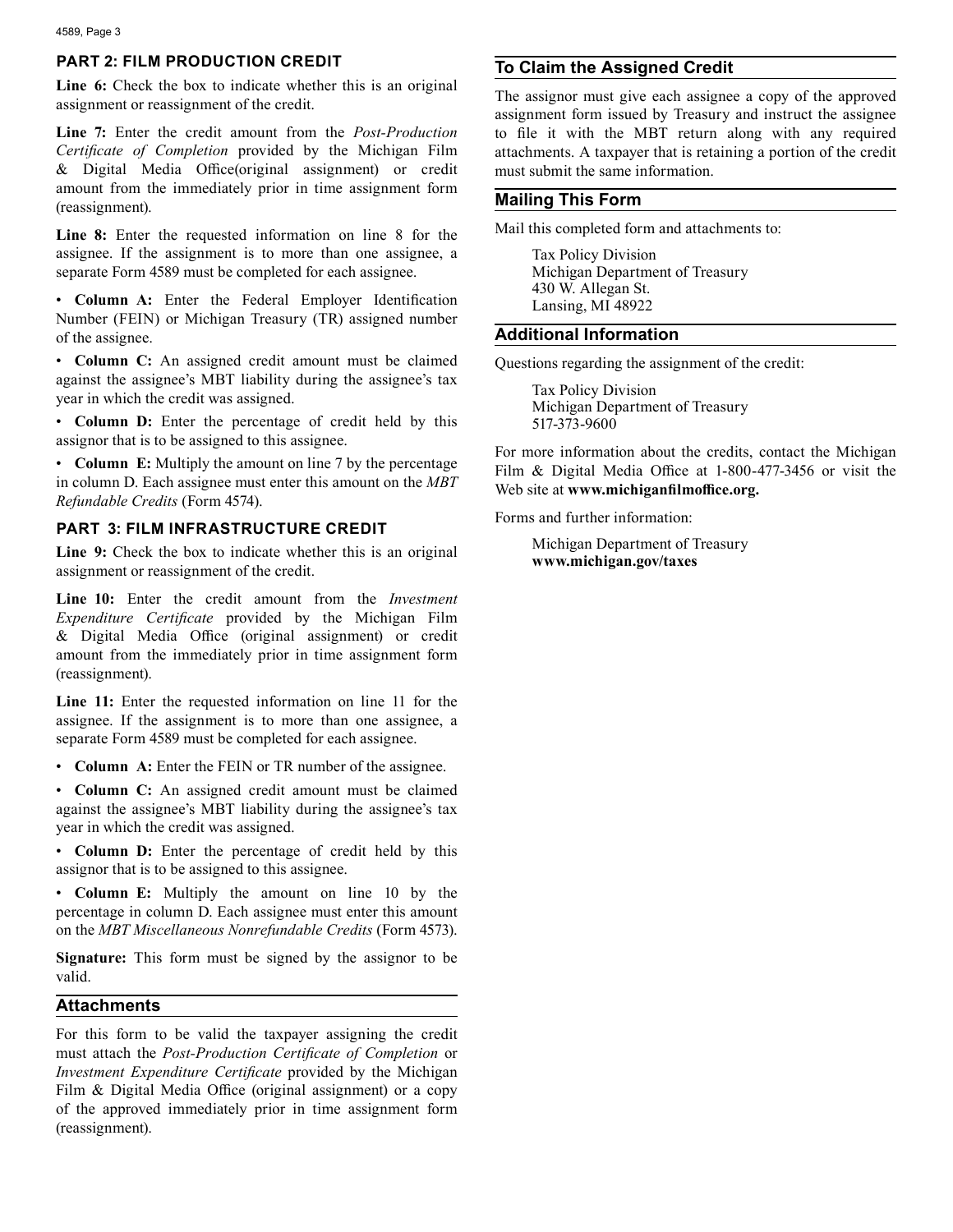## PART 2: FILM PRODUCTION CREDIT

**Line 6:** Check the box to indicate whether this is an original assignment or reassignment of the credit.

**Line 7:** Enter the credit amount from the *Post-Production Certificate of Completion* provided by the Michigan Film & Digital Media Office(original assignment) or credit amount from the immediately prior in time assignment form (reassignment).

**Line 8:** Enter the requested information on line 8 for the assignee. If the assignment is to more than one assignee, a separate Form 4589 must be completed for each assignee.

- **Column A:** Enter the Federal Employer Identification Number (FEIN) or Michigan Treasury (TR) assigned number of the assignee.
- **Column C:** An assigned credit amount must be claimed against the assignee's MBT liability during the assignee's tax year in which the credit was assigned.
- **Column D:** Enter the percentage of credit held by this assignor that is to be assigned to this assignee.
- **Column E:** Multiply the amount on line 7 by the percentage in column D. Each assignee must enter this amount on the *MBT Refundable Credits* (Form 4574).

## PART 3: FILM INFRASTRUCTURE CREDIT

**Line 9:** Check the box to indicate whether this is an original assignment or reassignment of the credit.

**Line 10:** Enter the credit amount from the *Investment Expenditure Certificate* provided by the Michigan Film & Digital Media Office (original assignment) or credit amount from the immediately prior in time assignment form (reassignment).

**Line 11:** Enter the requested information on line 11 for the assignee. If the assignment is to more than one assignee, a separate Form 4589 must be completed for each assignee.

- **Column A:** Enter the FEIN or TR number of the assignee.
- **Column C:** An assigned credit amount must be claimed against the assignee's MBT liability during the assignee's tax year in which the credit was assigned.
- **Column D:** Enter the percentage of credit held by this assignor that is to be assigned to this assignee.
- **Column E:** Multiply the amount on line 10 by the percentage in column D. Each assignee must enter this amount on the *MBT Miscellaneous Nonrefundable Credits* (Form 4573).

**Signature:** This form must be signed by the assignor to be valid.

## Attachments

For this form to be valid the taxpayer assigning the credit must attach the *Post-Production Certificate of Completion* or *Investment Expenditure Certificate* provided by the Michigan Film & Digital Media Office (original assignment) or a copy of the approved immediately prior in time assignment form (reassignment).

## To Claim the Assigned Credit

The assignor must give each assignee a copy of the approved assignment form issued by Treasury and instruct the assignee to file it with the MBT return along with any required attachments. A taxpayer that is retaining a portion of the credit must submit the same information.

## Mailing This Form

Mail this completed form and attachments to:

Tax Policy Division
Michigan Department of Treasury
430 W. Allegan St.
Lansing, MI 48922

## Additional Information

Questions regarding the assignment of the credit:

Tax Policy Division
Michigan Department of Treasury
517-373-9600

For more information about the credits, contact the Michigan Film & Digital Media Office at 1-800-477-3456 or visit the Web site at **www.michiganfilmoffice.org.**

Forms and further information:

Michigan Department of Treasury
**www.michigan.gov/taxes**